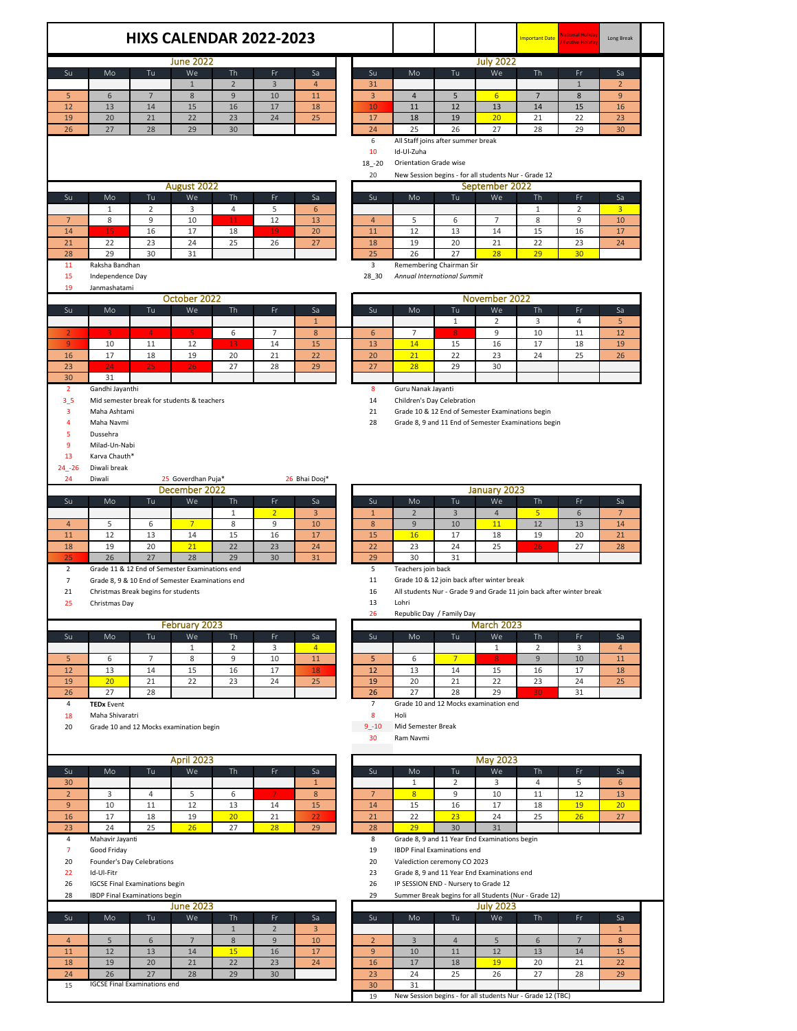# HIXS CALENDAR 2022-2023

Legend: Important Date | National Holiday / Festive Holiday | Long Break

## June 2022

| Su | Mo | Tu | We | Th | Fr | Sa |
|---|---|---|---|---|---|---|
| | | | 1 | 2 | 3 | 4 |
| 5 | 6 | 7 | 8 | 9 | 10 | 11 |
| 12 | 13 | 14 | 15 | 16 | 17 | 18 |
| 19 | 20 | 21 | 22 | 23 | 24 | 25 |
| 26 | 27 | 28 | 29 | 30 | | |

## July 2022

| Su | Mo | Tu | We | Th | Fr | Sa |
|---|---|---|---|---|---|---|
| 31 | | | | | 1 | 2 |
| 3 | 4 | 5 | 6 | 7 | 8 | 9 |
| 10 | 11 | 12 | 13 | 14 | 15 | 16 |
| 17 | 18 | 19 | 20 | 21 | 22 | 23 |
| 24 | 25 | 26 | 27 | 28 | 29 | 30 |

- 6 — All Staff joins after summer break
- 10 — Id-Ul-Zuha
- 18_-20 — Orientation Grade wise
- 20 — New Session begins - for all students Nur - Grade 12

## August 2022

| Su | Mo | Tu | We | Th | Fr | Sa |
|---|---|---|---|---|---|---|
| | 1 | 2 | 3 | 4 | 5 | 6 |
| 7 | 8 | 9 | 10 | 11 | 12 | 13 |
| 14 | 15 | 16 | 17 | 18 | 19 | 20 |
| 21 | 22 | 23 | 24 | 25 | 26 | 27 |
| 28 | 29 | 30 | 31 | | | |

- 11 — Raksha Bandhan
- 15 — Independence Day
- 19 — Janmashatami

## September 2022

| Su | Mo | Tu | We | Th | Fr | Sa |
|---|---|---|---|---|---|---|
| | | | | 1 | 2 | 3 |
| 4 | 5 | 6 | 7 | 8 | 9 | 10 |
| 11 | 12 | 13 | 14 | 15 | 16 | 17 |
| 18 | 19 | 20 | 21 | 22 | 23 | 24 |
| 25 | 26 | 27 | 28 | 29 | 30 | |

- 3 — Remembering Chairman Sir
- 28_30 — *Annual International Summit*

## October 2022

| Su | Mo | Tu | We | Th | Fr | Sa |
|---|---|---|---|---|---|---|
| | | | | | | 1 |
| 2 | 3 | 4 | 5 | 6 | 7 | 8 |
| 9 | 10 | 11 | 12 | 13 | 14 | 15 |
| 16 | 17 | 18 | 19 | 20 | 21 | 22 |
| 23 | 24 | 25 | 26 | 27 | 28 | 29 |
| 30 | 31 | | | | | |

- 2 — Gandhi Jayanthi
- 3_5 — Mid semester break for students & teachers
- 3 — Maha Ashtami
- 4 — Maha Navmi
- 5 — Dussehra
- 9 — Milad-Un-Nabi
- 13 — Karva Chauth*
- 24_-26 — Diwali break
- 24 — Diwali; 25 Goverdhan Puja*; 26 Bhai Dooj*

## November 2022

| Su | Mo | Tu | We | Th | Fr | Sa |
|---|---|---|---|---|---|---|
| | | 1 | 2 | 3 | 4 | 5 |
| 6 | 7 | 8 | 9 | 10 | 11 | 12 |
| 13 | 14 | 15 | 16 | 17 | 18 | 19 |
| 20 | 21 | 22 | 23 | 24 | 25 | 26 |
| 27 | 28 | 29 | 30 | | | |

- 8 — Guru Nanak Jayanti
- 14 — Children's Day Celebration
- 21 — Grade 10 & 12 End of Semester Examinations begin
- 28 — Grade 8, 9 and 11 End of Semester Examinations begin

## December 2022

| Su | Mo | Tu | We | Th | Fr | Sa |
|---|---|---|---|---|---|---|
| | | | | 1 | 2 | 3 |
| 4 | 5 | 6 | 7 | 8 | 9 | 10 |
| 11 | 12 | 13 | 14 | 15 | 16 | 17 |
| 18 | 19 | 20 | 21 | 22 | 23 | 24 |
| 25 | 26 | 27 | 28 | 29 | 30 | 31 |

- 2 — Grade 11 & 12 End of Semester Examinations end
- 7 — Grade 8, 9 & 10 End of Semester Examinations end
- 21 — Christmas Break begins for students
- 25 — Christmas Day

## January 2023

| Su | Mo | Tu | We | Th | Fr | Sa |
|---|---|---|---|---|---|---|
| 1 | 2 | 3 | 4 | 5 | 6 | 7 |
| 8 | 9 | 10 | 11 | 12 | 13 | 14 |
| 15 | 16 | 17 | 18 | 19 | 20 | 21 |
| 22 | 23 | 24 | 25 | 26 | 27 | 28 |
| 29 | 30 | 31 | | | | |

- 5 — Teachers join back
- 11 — Grade 10 & 12 join back after winter break
- 16 — All students Nur - Grade 9 and Grade 11 join back after winter break
- 13 — Lohri
- 26 — Republic Day / Family Day

## February 2023

| Su | Mo | Tu | We | Th | Fr | Sa |
|---|---|---|---|---|---|---|
| | | | 1 | 2 | 3 | 4 |
| 5 | 6 | 7 | 8 | 9 | 10 | 11 |
| 12 | 13 | 14 | 15 | 16 | 17 | 18 |
| 19 | 20 | 21 | 22 | 23 | 24 | 25 |
| 26 | 27 | 28 | | | | |

- 4 — **TEDx** Event
- 18 — Maha Shivaratri
- 20 — Grade 10 and 12 Mocks examination begin

## March 2023

| Su | Mo | Tu | We | Th | Fr | Sa |
|---|---|---|---|---|---|---|
| | | | 1 | 2 | 3 | 4 |
| 5 | 6 | 7 | 8 | 9 | 10 | 11 |
| 12 | 13 | 14 | 15 | 16 | 17 | 18 |
| 19 | 20 | 21 | 22 | 23 | 24 | 25 |
| 26 | 27 | 28 | 29 | 30 | 31 | |

- 7 — Grade 10 and 12 Mocks examination end
- 8 — Holi
- 9_-10 — Mid Semester Break
- 30 — Ram Navmi

## April 2023

| Su | Mo | Tu | We | Th | Fr | Sa |
|---|---|---|---|---|---|---|
| 30 | | | | | | 1 |
| 2 | 3 | 4 | 5 | 6 | 7 | 8 |
| 9 | 10 | 11 | 12 | 13 | 14 | 15 |
| 16 | 17 | 18 | 19 | 20 | 21 | 22 |
| 23 | 24 | 25 | 26 | 27 | 28 | 29 |

- 4 — Mahavir Jayanti
- 7 — Good Friday
- 20 — Founder's Day Celebrations
- 22 — Id-Ul-Fitr
- 26 — IGCSE Final Examinations begin
- 28 — IBDP Final Examinations begin

## May 2023

| Su | Mo | Tu | We | Th | Fr | Sa |
|---|---|---|---|---|---|---|
| | 1 | 2 | 3 | 4 | 5 | 6 |
| 7 | 8 | 9 | 10 | 11 | 12 | 13 |
| 14 | 15 | 16 | 17 | 18 | 19 | 20 |
| 21 | 22 | 23 | 24 | 25 | 26 | 27 |
| 28 | 29 | 30 | 31 | | | |

- 8 — Grade 8, 9 and 11 Year End Examinations begin
- 19 — IBDP Final Examinations end
- 20 — Valediction ceremony CO 2023
- 23 — Grade 8, 9 and 11 Year End Examinations end
- 26 — IP SESSION END - Nursery to Grade 12
- 29 — Summer Break begins for all Students (Nur - Grade 12)

## June 2023

| Su | Mo | Tu | We | Th | Fr | Sa |
|---|---|---|---|---|---|---|
| | | | | 1 | 2 | 3 |
| 4 | 5 | 6 | 7 | 8 | 9 | 10 |
| 11 | 12 | 13 | 14 | 15 | 16 | 17 |
| 18 | 19 | 20 | 21 | 22 | 23 | 24 |
| 24 | 26 | 27 | 28 | 29 | 30 | |

- 15 — IGCSE Final Examinations end

## July 2023

| Su | Mo | Tu | We | Th | Fr | Sa |
|---|---|---|---|---|---|---|
| | | | | | | 1 |
| 2 | 3 | 4 | 5 | 6 | 7 | 8 |
| 9 | 10 | 11 | 12 | 13 | 14 | 15 |
| 16 | 17 | 18 | 19 | 20 | 21 | 22 |
| 23 | 24 | 25 | 26 | 27 | 28 | 29 |
| 30 | 31 | | | | | |

- 19 — New Session begins - for all students Nur - Grade 12 (TBC)